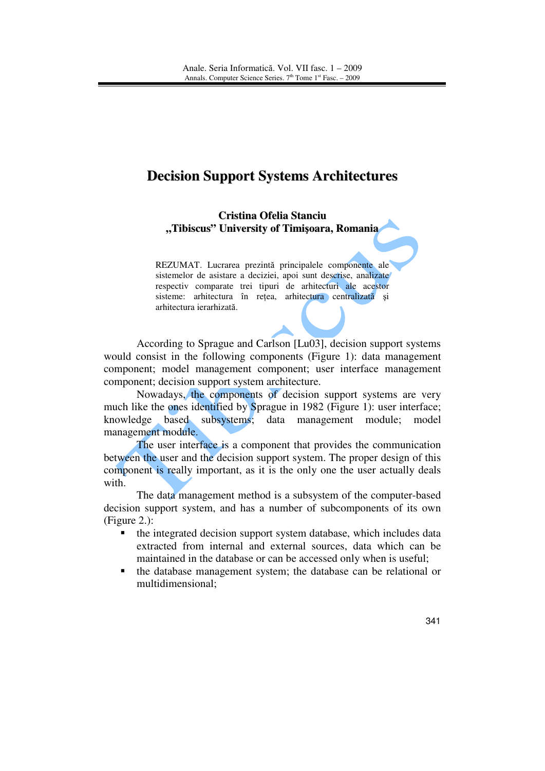# Decision Support Systems Architectures

**Cristina Ofelia Stanciu**
**„Tibiscus" University of Timişoara, Romania**

REZUMAT. Lucrarea prezintă principalele componente ale sistemelor de asistare a deciziei, apoi sunt descrise, analizate respectiv comparate trei tipuri de arhitecturi ale acestor sisteme: arhitectura în rețea, arhitectura centralizată şi arhitectura ierarhizată.

According to Sprague and Carlson [Lu03], decision support systems would consist in the following components (Figure 1): data management component; model management component; user interface management component; decision support system architecture.

Nowadays, the components of decision support systems are very much like the ones identified by Sprague in 1982 (Figure 1): user interface; knowledge based subsystems; data management module; model management module.

The user interface is a component that provides the communication between the user and the decision support system. The proper design of this component is really important, as it is the only one the user actually deals with.

The data management method is a subsystem of the computer-based decision support system, and has a number of subcomponents of its own (Figure 2.):

- the integrated decision support system database, which includes data extracted from internal and external sources, data which can be maintained in the database or can be accessed only when is useful;
- the database management system; the database can be relational or multidimensional;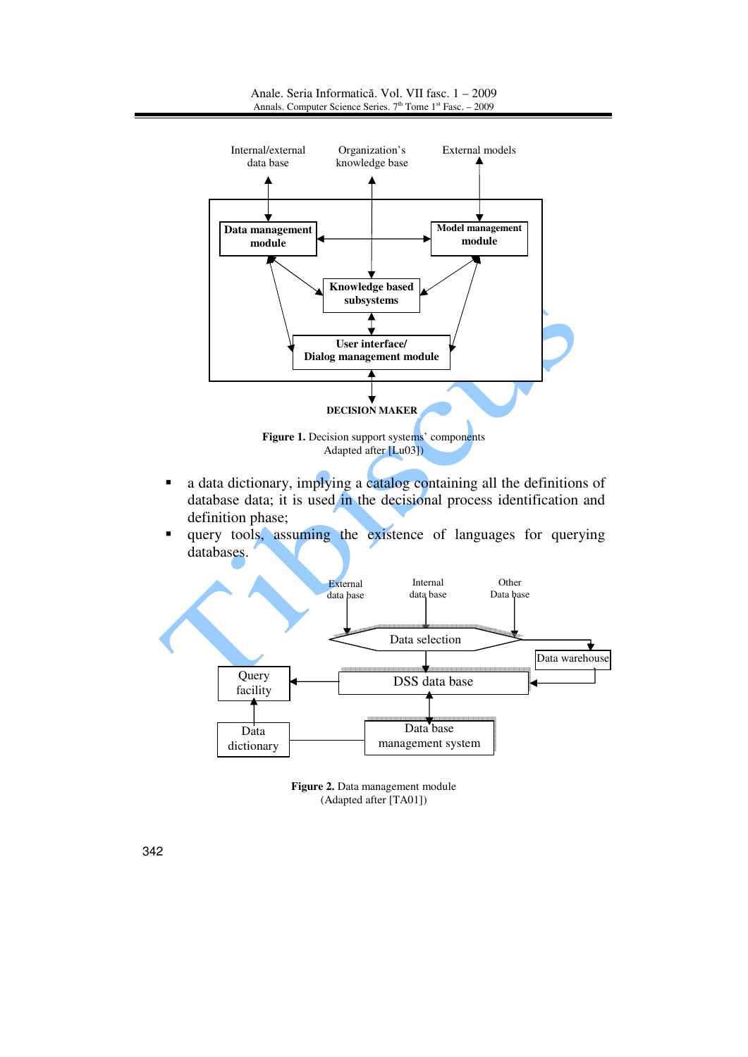Internal/external data base

Organization's knowledge base

External models

Data management module

Model management module

Knowledge based subsystems

User interface/ Dialog management module

DECISION MAKER

**Figure 1.** Decision support systems' components Adapted after [Lu03])

- a data dictionary, implying a catalog containing all the definitions of database data; it is used in the decisional process identification and definition phase;
- query tools, assuming the existence of languages for querying databases.

External data base

Internal data base

Other Data base

Data selection

Data warehouse

Query facility

DSS data base

Data dictionary

Data base management system

**Figure 2.** Data management module (Adapted after [TA01])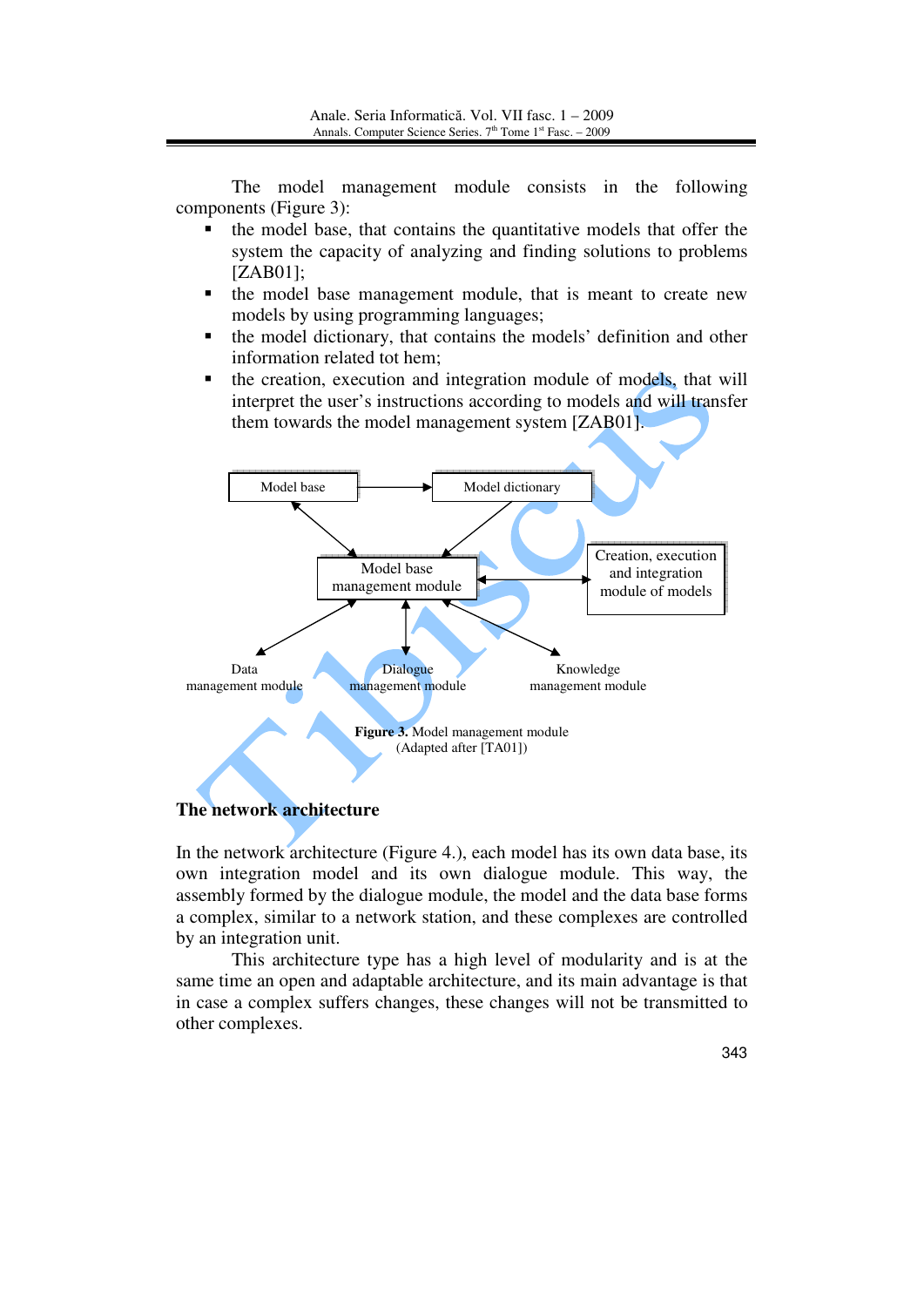The model management module consists in the following components (Figure 3):

- the model base, that contains the quantitative models that offer the system the capacity of analyzing and finding solutions to problems [ZAB01];
- the model base management module, that is meant to create new models by using programming languages;
- the model dictionary, that contains the models' definition and other information related tot hem;
- the creation, execution and integration module of models, that will interpret the user's instructions according to models and will transfer them towards the model management system [ZAB01].

**Figure 3.** Model management module (Adapted after [TA01])

## The network architecture

In the network architecture (Figure 4.), each model has its own data base, its own integration model and its own dialogue module. This way, the assembly formed by the dialogue module, the model and the data base forms a complex, similar to a network station, and these complexes are controlled by an integration unit.

This architecture type has a high level of modularity and is at the same time an open and adaptable architecture, and its main advantage is that in case a complex suffers changes, these changes will not be transmitted to other complexes.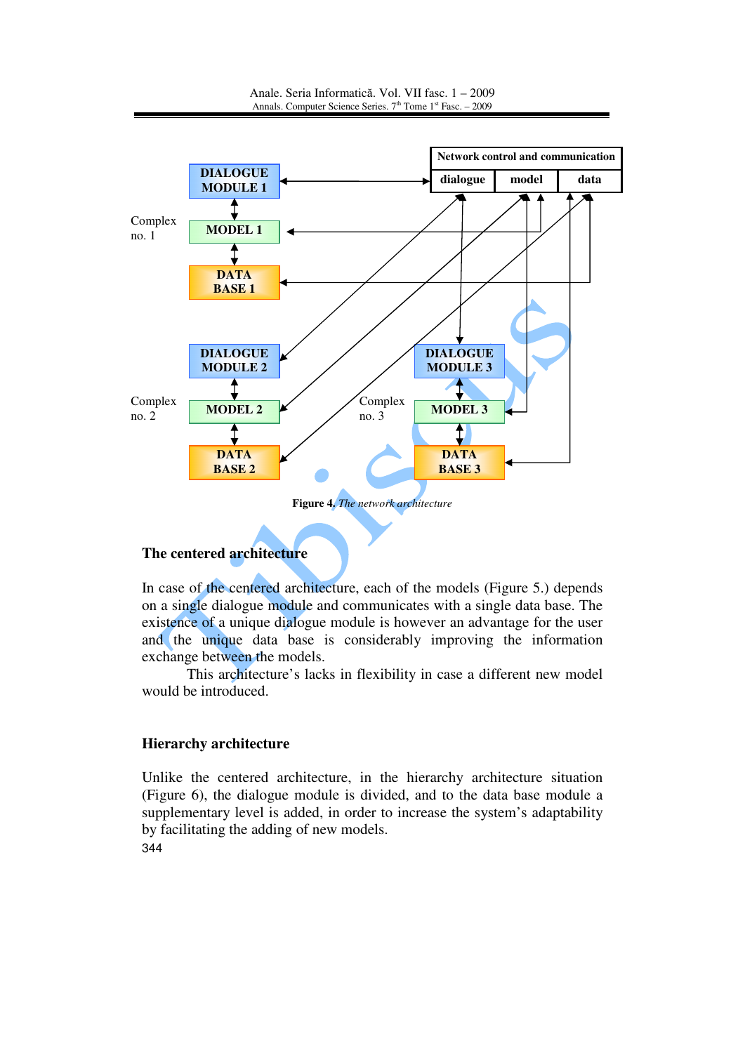Figure 4. *The network architecture*

## The centered architecture

In case of the centered architecture, each of the models (Figure 5.) depends on a single dialogue module and communicates with a single data base. The existence of a unique dialogue module is however an advantage for the user and the unique data base is considerably improving the information exchange between the models.

This architecture's lacks in flexibility in case a different new model would be introduced.

## Hierarchy architecture

Unlike the centered architecture, in the hierarchy architecture situation (Figure 6), the dialogue module is divided, and to the data base module a supplementary level is added, in order to increase the system's adaptability by facilitating the adding of new models.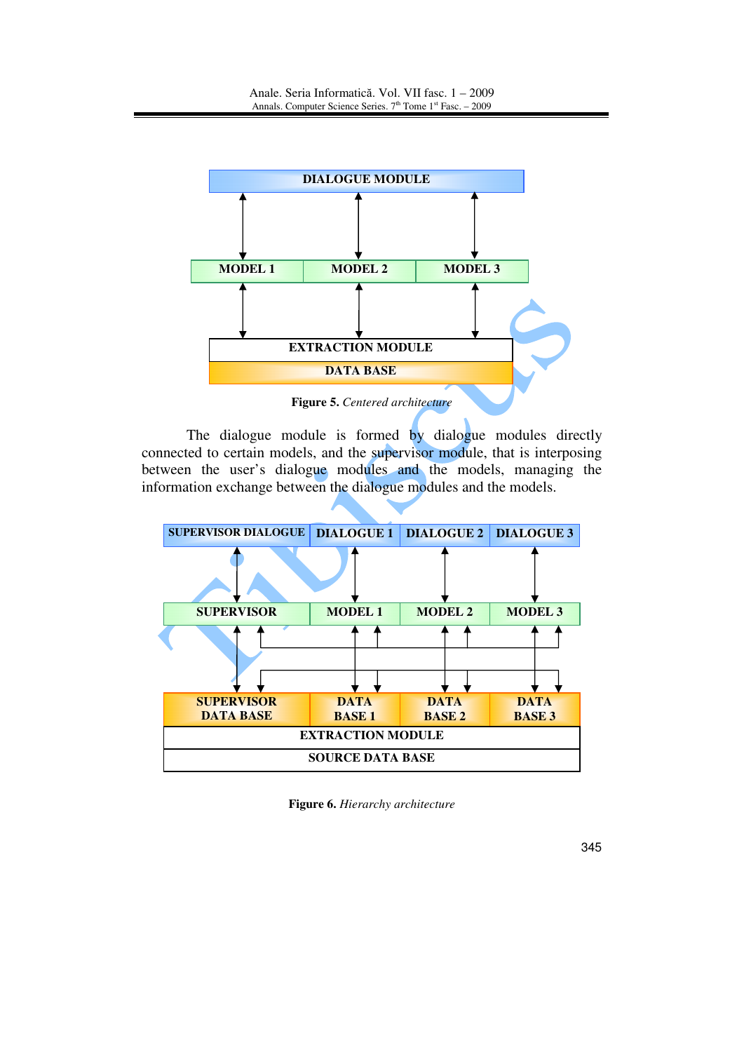DIALOGUE MODULE

MODEL 1 | MODEL 2 | MODEL 3

EXTRACTION MODULE

DATA BASE

**Figure 5.** *Centered architecture*

The dialogue module is formed by dialogue modules directly connected to certain models, and the supervisor module, that is interposing between the user's dialogue modules and the models, managing the information exchange between the dialogue modules and the models.

SUPERVISOR DIALOGUE | DIALOGUE 1 | DIALOGUE 2 | DIALOGUE 3

SUPERVISOR | MODEL 1 | MODEL 2 | MODEL 3

SUPERVISOR DATA BASE | DATA BASE 1 | DATA BASE 2 | DATA BASE 3

EXTRACTION MODULE

SOURCE DATA BASE

**Figure 6.** *Hierarchy architecture*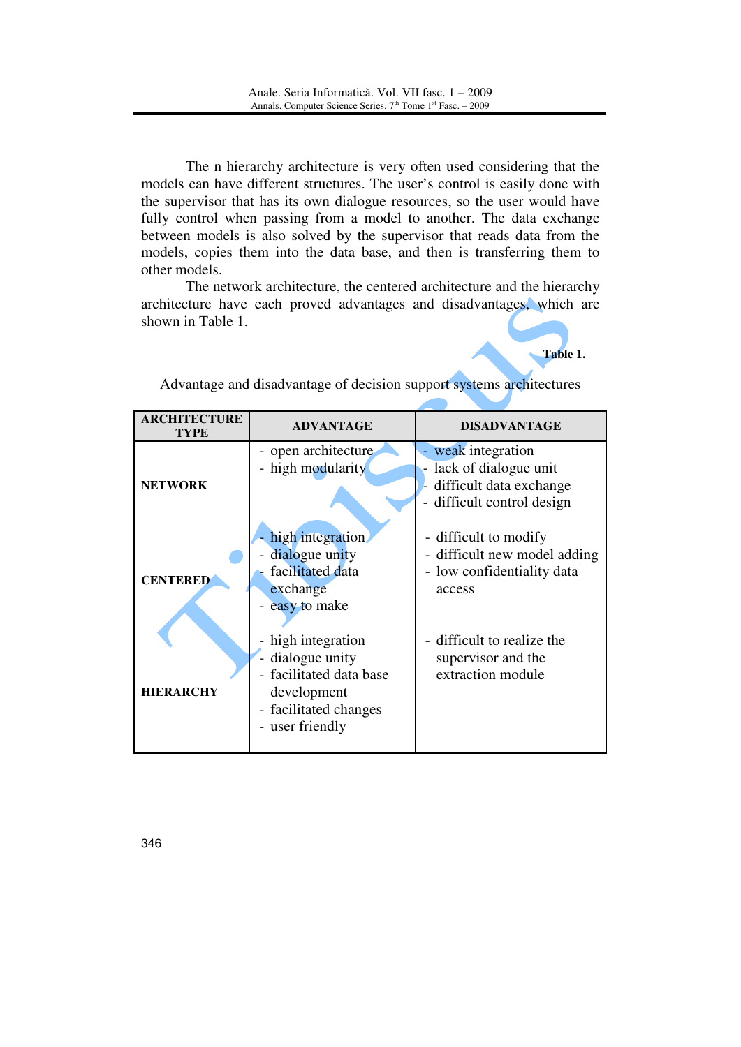The n hierarchy architecture is very often used considering that the models can have different structures. The user's control is easily done with the supervisor that has its own dialogue resources, so the user would have fully control when passing from a model to another. The data exchange between models is also solved by the supervisor that reads data from the models, copies them into the data base, and then is transferring them to other models.

The network architecture, the centered architecture and the hierarchy architecture have each proved advantages and disadvantages, which are shown in Table 1.

**Table 1.**

Advantage and disadvantage of decision support systems architectures

| ARCHITECTURE TYPE | ADVANTAGE | DISADVANTAGE |
|---|---|---|
| **NETWORK** | - open architecture<br>- high modularity | - weak integration<br>- lack of dialogue unit<br>- difficult data exchange<br>- difficult control design |
| **CENTERED** | - high integration<br>- dialogue unity<br>- facilitated data exchange<br>- easy to make | - difficult to modify<br>- difficult new model adding<br>- low confidentiality data access |
| **HIERARCHY** | - high integration<br>- dialogue unity<br>- facilitated data base development<br>- facilitated changes<br>- user friendly | - difficult to realize the supervisor and the extraction module |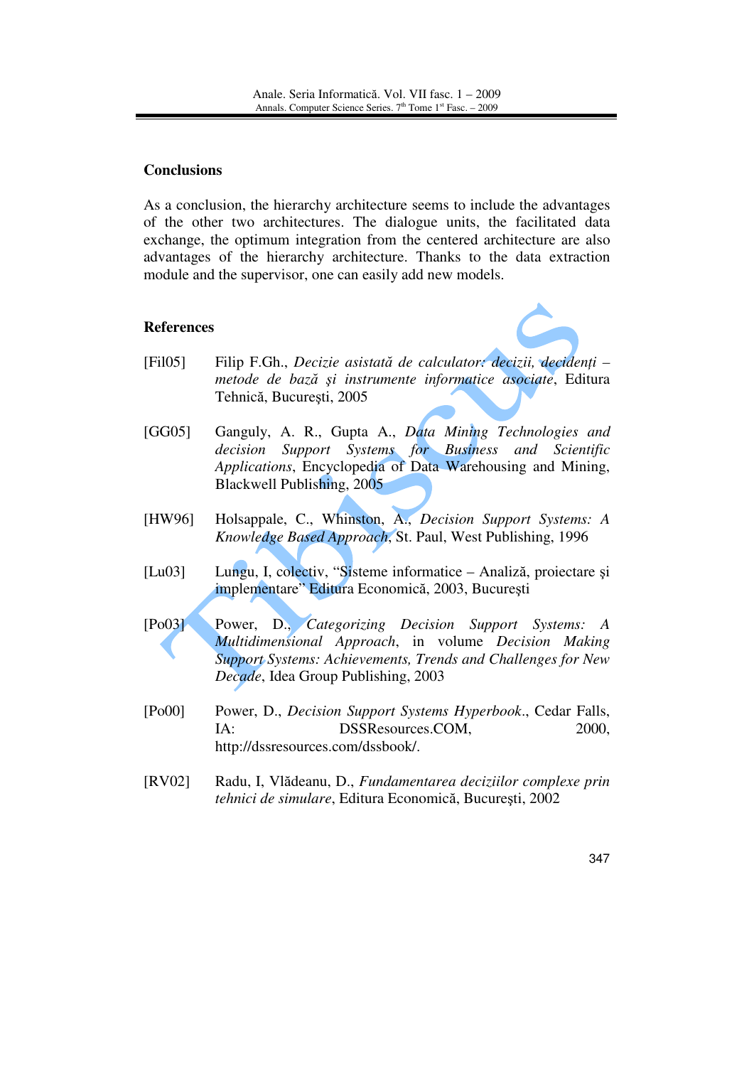## Conclusions

As a conclusion, the hierarchy architecture seems to include the advantages of the other two architectures. The dialogue units, the facilitated data exchange, the optimum integration from the centered architecture are also advantages of the hierarchy architecture. Thanks to the data extraction module and the supervisor, one can easily add new models.

## References

[Fil05] Filip F.Gh., *Decizie asistată de calculator: decizii, decidenți – metode de bază şi instrumente informatice asociate*, Editura Tehnică, Bucureşti, 2005

[GG05] Ganguly, A. R., Gupta A., *Data Mining Technologies and decision Support Systems for Business and Scientific Applications*, Encyclopedia of Data Warehousing and Mining, Blackwell Publishing, 2005

[HW96] Holsappale, C., Whinston, A., *Decision Support Systems: A Knowledge Based Approach*, St. Paul, West Publishing, 1996

[Lu03] Lungu, I, colectiv, "Sisteme informatice – Analiză, proiectare şi implementare" Editura Economică, 2003, Bucureşti

[Po03] Power, D., *Categorizing Decision Support Systems: A Multidimensional Approach*, in volume *Decision Making Support Systems: Achievements, Trends and Challenges for New Decade*, Idea Group Publishing, 2003

[Po00] Power, D., *Decision Support Systems Hyperbook*., Cedar Falls, IA: DSSResources.COM, 2000, http://dssresources.com/dssbook/.

[RV02] Radu, I, Vlădeanu, D., *Fundamentarea deciziilor complexe prin tehnici de simulare*, Editura Economică, Bucureşti, 2002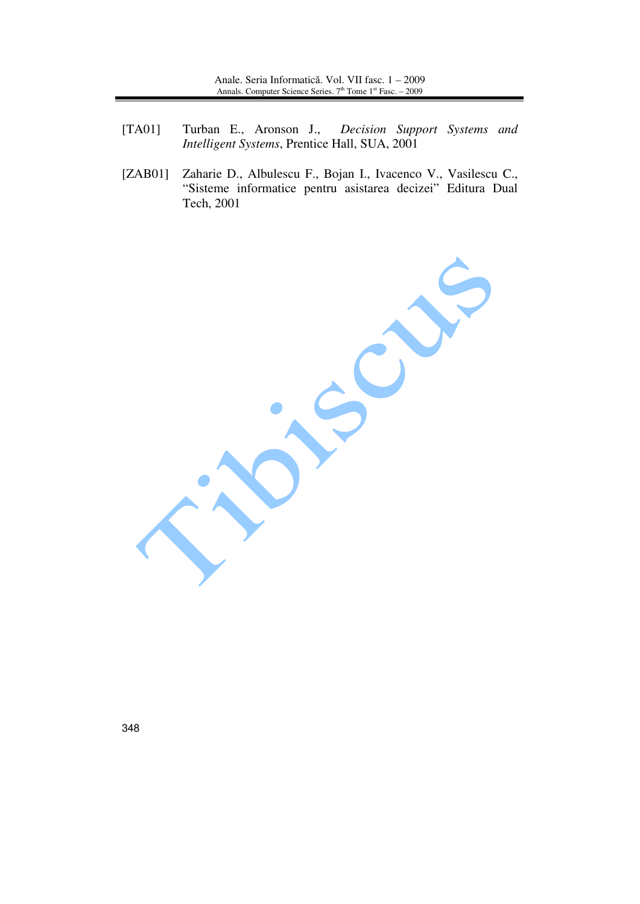[TA01] Turban E., Aronson J., *Decision Support Systems and Intelligent Systems*, Prentice Hall, SUA, 2001

[ZAB01] Zaharie D., Albulescu F., Bojan I., Ivacenco V., Vasilescu C., "Sisteme informatice pentru asistarea deciziei" Editura Dual Tech, 2001